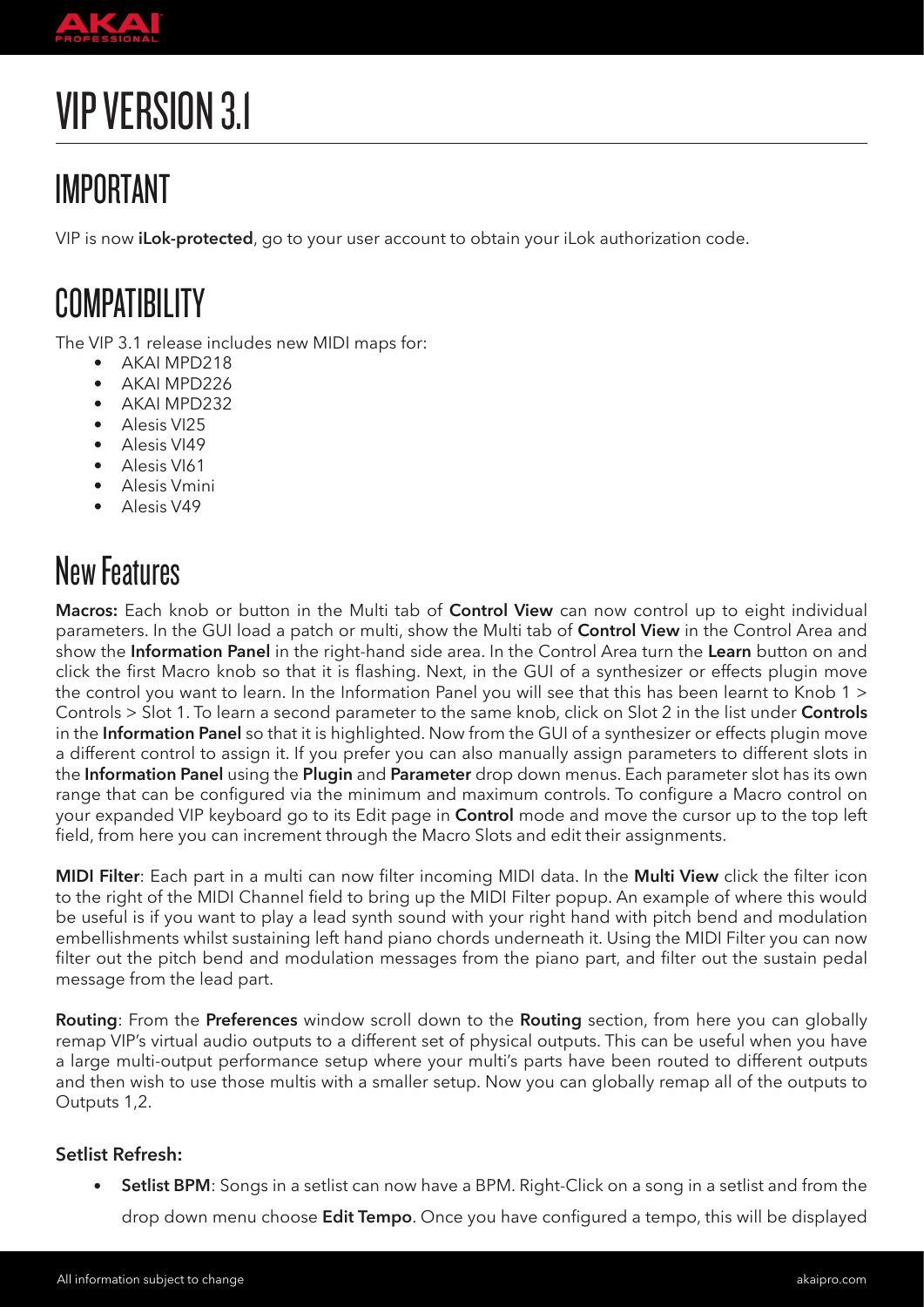# VIP VERSION 3.1

## IMPORTANT

VIP is now **iLok-protected**, go to your user account to obtain your iLok authorization code.

## COMPATIBILITY

The VIP 3.1 release includes new MIDI maps for:

- AKAI MPD218
- AKAI MPD226
- AKAI MPD232
- Alesis VI25
- Alesis VI49
- Alesis VI61
- Alesis Vmini
- Alesis V49

## New Features

**Macros:** Each knob or button in the Multi tab of **Control View** can now control up to eight individual parameters. In the GUI load a patch or multi, show the Multi tab of **Control View** in the Control Area and show the **Information Panel** in the right-hand side area. In the Control Area turn the **Learn** button on and click the first Macro knob so that it is flashing. Next, in the GUI of a synthesizer or effects plugin move the control you want to learn. In the Information Panel you will see that this has been learnt to Knob 1 > Controls > Slot 1. To learn a second parameter to the same knob, click on Slot 2 in the list under **Controls** in the **Information Panel** so that it is highlighted. Now from the GUI of a synthesizer or effects plugin move a different control to assign it. If you prefer you can also manually assign parameters to different slots in the **Information Panel** using the **Plugin** and **Parameter** drop down menus. Each parameter slot has its own range that can be configured via the minimum and maximum controls. To configure a Macro control on your expanded VIP keyboard go to its Edit page in **Control** mode and move the cursor up to the top left field, from here you can increment through the Macro Slots and edit their assignments.

**MIDI Filter**: Each part in a multi can now filter incoming MIDI data. In the **Multi View** click the filter icon to the right of the MIDI Channel field to bring up the MIDI Filter popup. An example of where this would be useful is if you want to play a lead synth sound with your right hand with pitch bend and modulation embellishments whilst sustaining left hand piano chords underneath it. Using the MIDI Filter you can now filter out the pitch bend and modulation messages from the piano part, and filter out the sustain pedal message from the lead part.

**Routing**: From the **Preferences** window scroll down to the **Routing** section, from here you can globally remap VIP's virtual audio outputs to a different set of physical outputs. This can be useful when you have a large multi-output performance setup where your multi's parts have been routed to different outputs and then wish to use those multis with a smaller setup. Now you can globally remap all of the outputs to Outputs 1,2.

**Setlist Refresh:**

- **Setlist BPM**: Songs in a setlist can now have a BPM. Right-Click on a song in a setlist and from the drop down menu choose **Edit Tempo**. Once you have configured a tempo, this will be displayed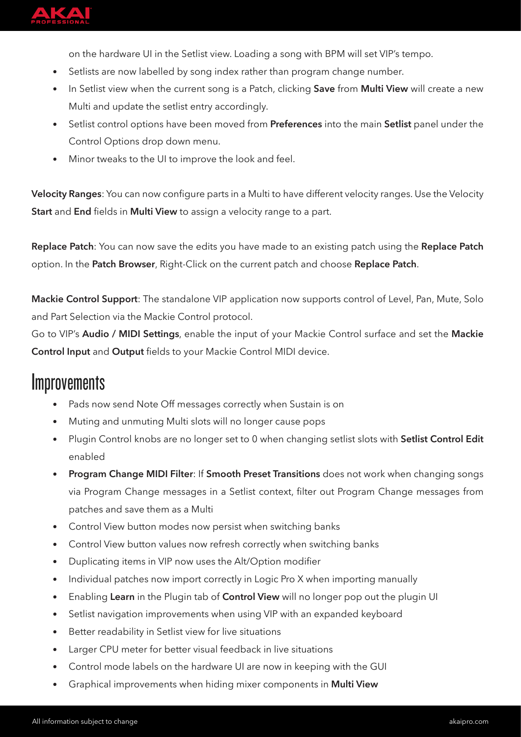on the hardware UI in the Setlist view. Loading a song with BPM will set VIP's tempo.

- Setlists are now labelled by song index rather than program change number.
- In Setlist view when the current song is a Patch, clicking **Save** from **Multi View** will create a new Multi and update the setlist entry accordingly.
- Setlist control options have been moved from **Preferences** into the main **Setlist** panel under the Control Options drop down menu.
- Minor tweaks to the UI to improve the look and feel.

**Velocity Ranges**: You can now configure parts in a Multi to have different velocity ranges. Use the Velocity **Start** and **End** fields in **Multi View** to assign a velocity range to a part.

**Replace Patch**: You can now save the edits you have made to an existing patch using the **Replace Patch** option. In the **Patch Browser**, Right-Click on the current patch and choose **Replace Patch**.

**Mackie Control Support**: The standalone VIP application now supports control of Level, Pan, Mute, Solo and Part Selection via the Mackie Control protocol.
Go to VIP's **Audio / MIDI Settings**, enable the input of your Mackie Control surface and set the **Mackie Control Input** and **Output** fields to your Mackie Control MIDI device.

# Improvements

- Pads now send Note Off messages correctly when Sustain is on
- Muting and unmuting Multi slots will no longer cause pops
- Plugin Control knobs are no longer set to 0 when changing setlist slots with **Setlist Control Edit** enabled
- **Program Change MIDI Filter**: If **Smooth Preset Transitions** does not work when changing songs via Program Change messages in a Setlist context, filter out Program Change messages from patches and save them as a Multi
- Control View button modes now persist when switching banks
- Control View button values now refresh correctly when switching banks
- Duplicating items in VIP now uses the Alt/Option modifier
- Individual patches now import correctly in Logic Pro X when importing manually
- Enabling **Learn** in the Plugin tab of **Control View** will no longer pop out the plugin UI
- Setlist navigation improvements when using VIP with an expanded keyboard
- Better readability in Setlist view for live situations
- Larger CPU meter for better visual feedback in live situations
- Control mode labels on the hardware UI are now in keeping with the GUI
- Graphical improvements when hiding mixer components in **Multi View**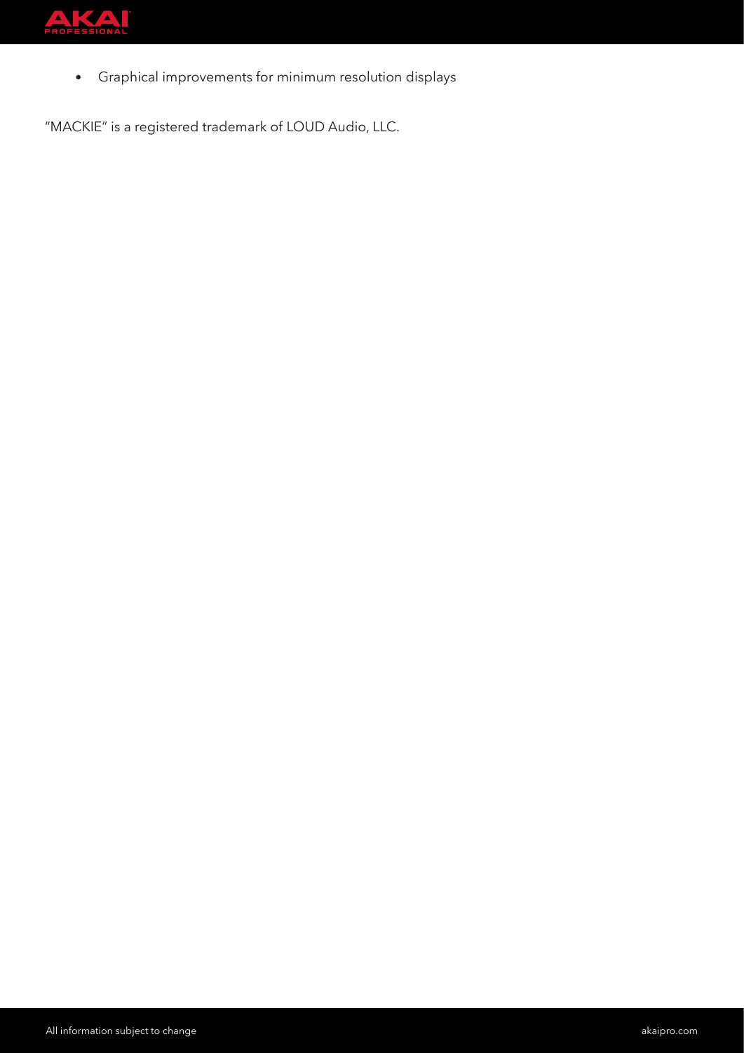- Graphical improvements for minimum resolution displays

"MACKIE" is a registered trademark of LOUD Audio, LLC.